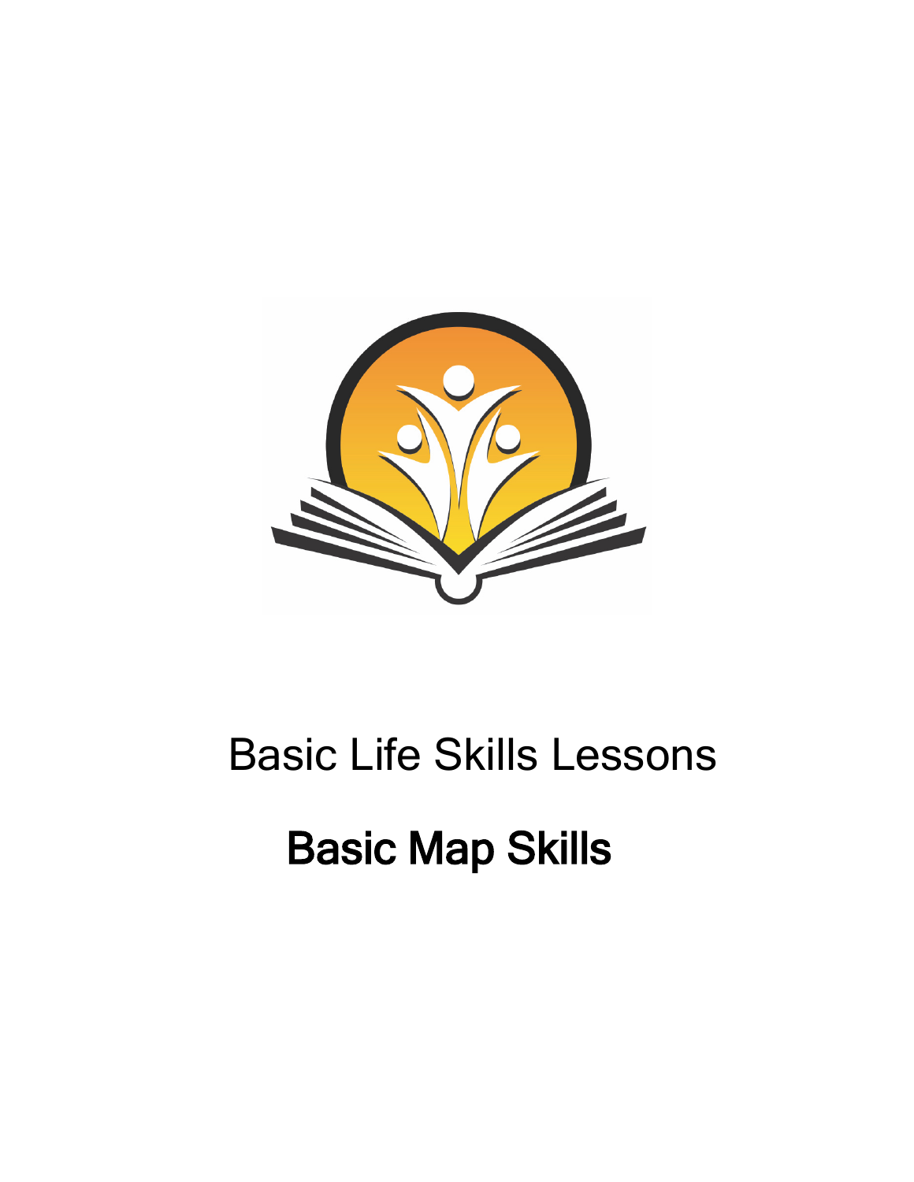Basic Life Skills Lessons

# Basic Map Skills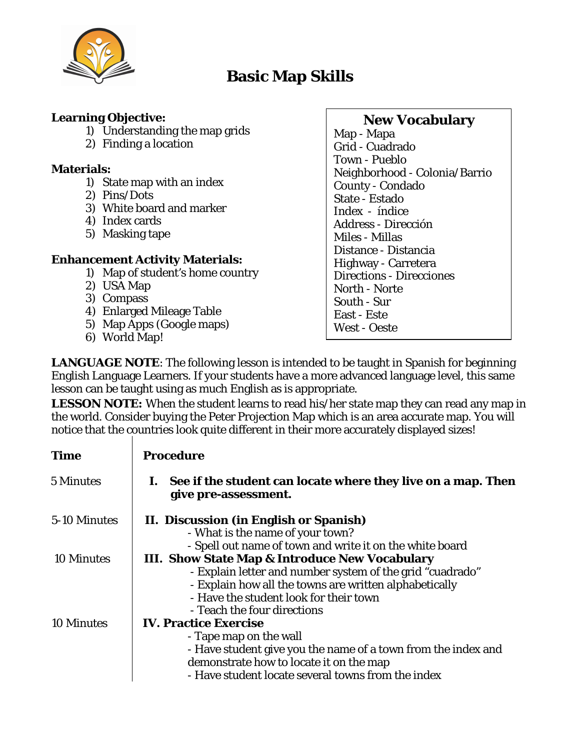# Basic Map Skills

**Learning Objective:**

1) Understanding the map grids
2) Finding a location

**Materials:**

1) State map with an index
2) Pins/Dots
3) White board and marker
4) Index cards
5) Masking tape

**Enhancement Activity Materials:**

1) Map of student's home country
2) USA Map
3) Compass
4) Enlarged Mileage Table
5) Map Apps (Google maps)
6) World Map!

## New Vocabulary

Map - Mapa
Grid - Cuadrado
Town - Pueblo
Neighborhood - Colonia/Barrio
County - Condado
State - Estado
Index - índice
Address - Dirección
Miles - Millas
Distance - Distancia
Highway - Carretera
Directions - Direcciones
North - Norte
South - Sur
East - Este
West - Oeste

**LANGUAGE NOTE**: The following lesson is intended to be taught in Spanish for beginning English Language Learners. If your students have a more advanced language level, this same lesson can be taught using as much English as is appropriate.

**LESSON NOTE:** When the student learns to read his/her state map they can read any map in the world. Consider buying the Peter Projection Map which is an area accurate map. You will notice that the countries look quite different in their more accurately displayed sizes!

| Time | Procedure |
| --- | --- |
| 5 Minutes | **I. See if the student can locate where they live on a map. Then give pre-assessment.** |
| 5-10 Minutes | **II. Discussion (in English or Spanish)**<br>- What is the name of your town?<br>- Spell out name of town and write it on the white board |
| 10 Minutes | **III. Show State Map & Introduce New Vocabulary**<br>- Explain letter and number system of the grid "cuadrado"<br>- Explain how all the towns are written alphabetically<br>- Have the student look for their town<br>- Teach the four directions |
| 10 Minutes | **IV. Practice Exercise**<br>- Tape map on the wall<br>- Have student give you the name of a town from the index and demonstrate how to locate it on the map<br>- Have student locate several towns from the index |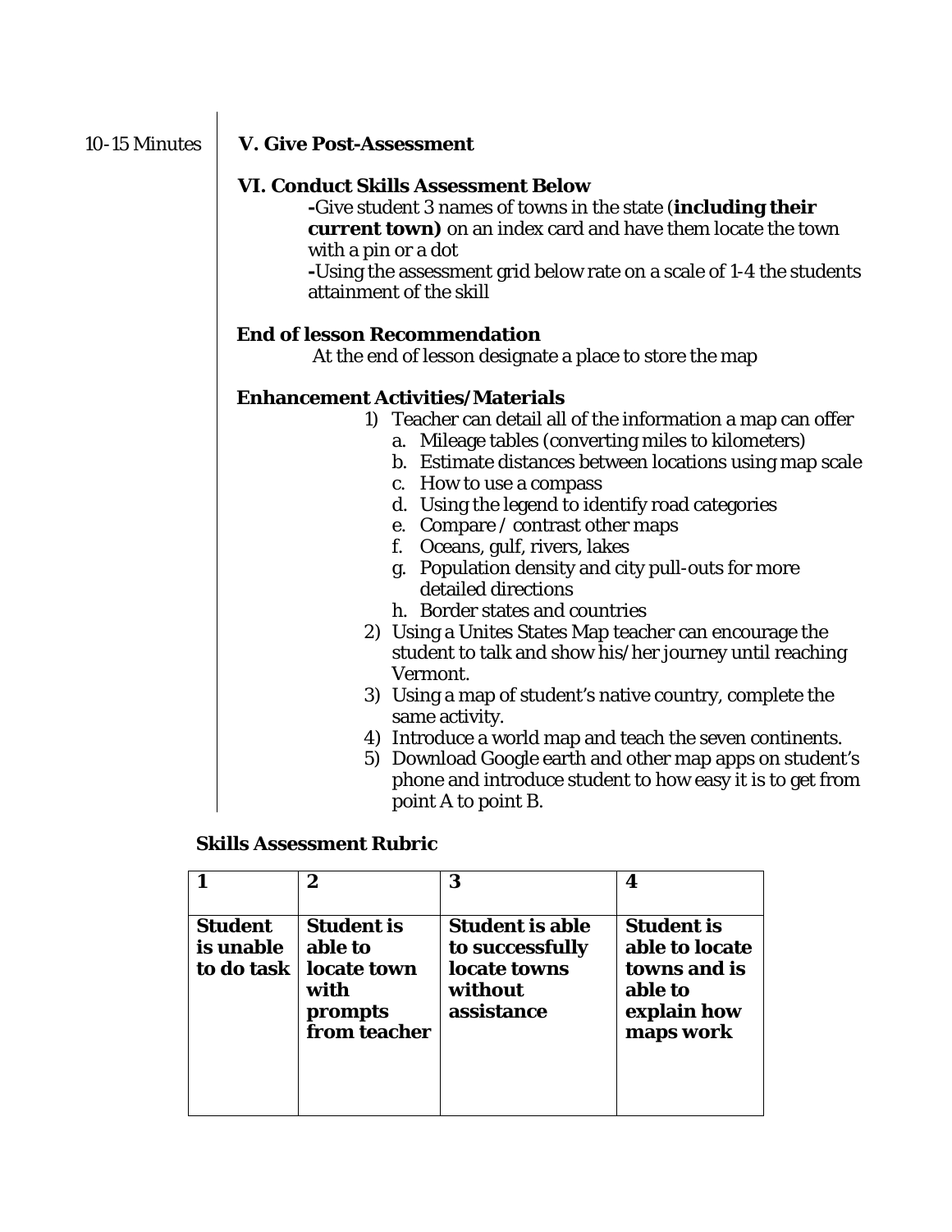10-15 Minutes

**V. Give Post-Assessment**

**VI. Conduct Skills Assessment Below**

-Give student 3 names of towns in the state (**including their current town)** on an index card and have them locate the town with a pin or a dot

-Using the assessment grid below rate on a scale of 1-4 the students attainment of the skill

**End of lesson Recommendation**

At the end of lesson designate a place to store the map

**Enhancement Activities/Materials**

1) Teacher can detail all of the information a map can offer
   a. Mileage tables (converting miles to kilometers)
   b. Estimate distances between locations using map scale
   c. How to use a compass
   d. Using the legend to identify road categories
   e. Compare / contrast other maps
   f. Oceans, gulf, rivers, lakes
   g. Population density and city pull-outs for more detailed directions
   h. Border states and countries
2) Using a Unites States Map teacher can encourage the student to talk and show his/her journey until reaching Vermont.
3) Using a map of student's native country, complete the same activity.
4) Introduce a world map and teach the seven continents.
5) Download Google earth and other map apps on student's phone and introduce student to how easy it is to get from point A to point B.

**Skills Assessment Rubric**

| **1** | **2** | **3** | **4** |
|---|---|---|---|
| **Student is unable to do task** | **Student is able to locate town with prompts from teacher** | **Student is able to successfully locate towns without assistance** | **Student is able to locate towns and is able to explain how maps work** |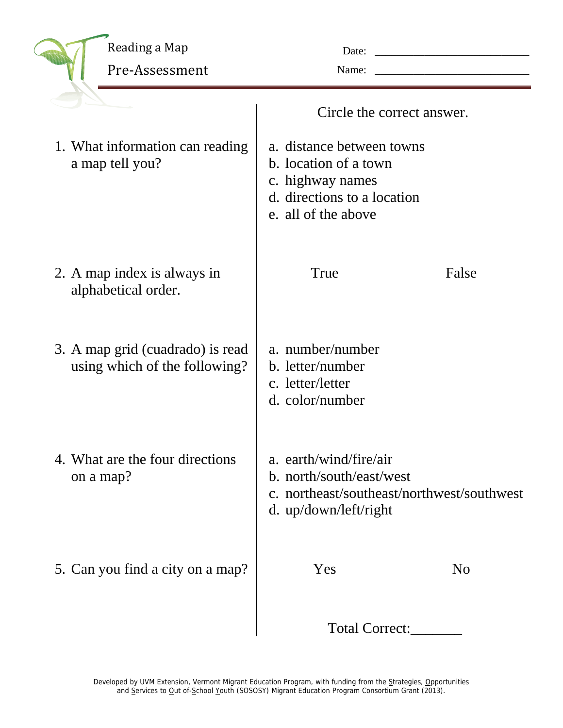# Reading a Map

## Pre-Assessment

Date: ____________________________

Name: ____________________________

Circle the correct answer.

1. What information can reading a map tell you?
   - a. distance between towns
   - b. location of a town
   - c. highway names
   - d. directions to a location
   - e. all of the above

2. A map index is always in alphabetical order.

   True False

3. A map grid (cuadrado) is read using which of the following?
   - a. number/number
   - b. letter/number
   - c. letter/letter
   - d. color/number

4. What are the four directions on a map?
   - a. earth/wind/fire/air
   - b. north/south/east/west
   - c. northeast/southeast/northwest/southwest
   - d. up/down/left/right

5. Can you find a city on a map?

   Yes No

Total Correct:_______

Developed by UVM Extension, Vermont Migrant Education Program, with funding from the Strategies, Opportunities and Services to Out of-School Youth (SOSOSY) Migrant Education Program Consortium Grant (2013).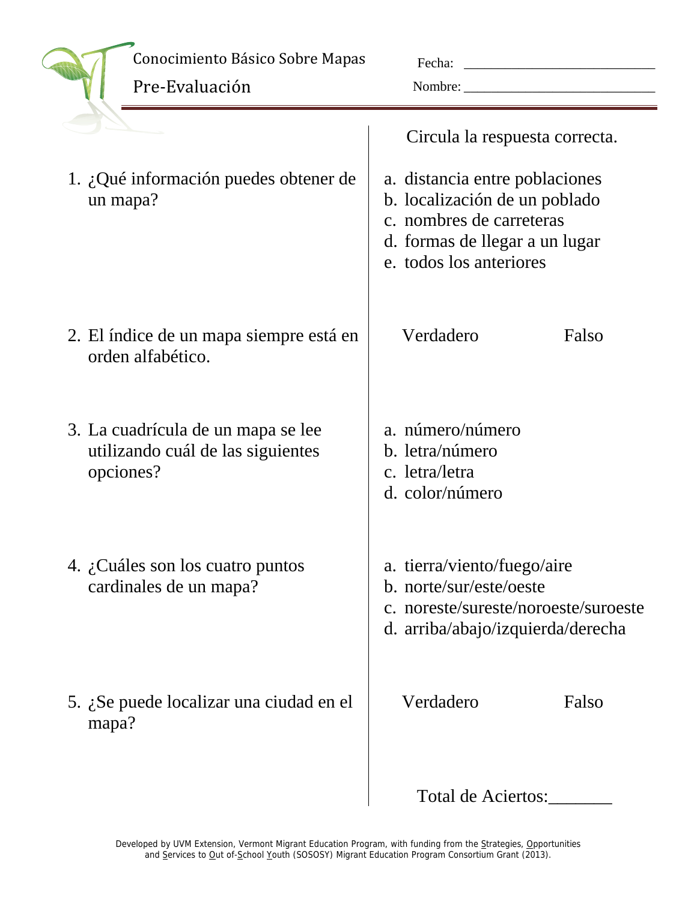# Conocimiento Básico Sobre Mapas

## Pre-Evaluación

Fecha: ___________________________

Nombre: ___________________________

Circula la respuesta correcta.

1. ¿Qué información puedes obtener de un mapa?
   - a. distancia entre poblaciones
   - b. localización de un poblado
   - c. nombres de carreteras
   - d. formas de llegar a un lugar
   - e. todos los anteriores

2. El índice de un mapa siempre está en orden alfabético.

   Verdadero Falso

3. La cuadrícula de un mapa se lee utilizando cuál de las siguientes opciones?
   - a. número/número
   - b. letra/número
   - c. letra/letra
   - d. color/número

4. ¿Cuáles son los cuatro puntos cardinales de un mapa?
   - a. tierra/viento/fuego/aire
   - b. norte/sur/este/oeste
   - c. noreste/sureste/noroeste/suroeste
   - d. arriba/abajo/izquierda/derecha

5. ¿Se puede localizar una ciudad en el mapa?

   Verdadero Falso

Total de Aciertos:_______

Developed by UVM Extension, Vermont Migrant Education Program, with funding from the Strategies, Opportunities and Services to Out of-School Youth (SOSOSY) Migrant Education Program Consortium Grant (2013).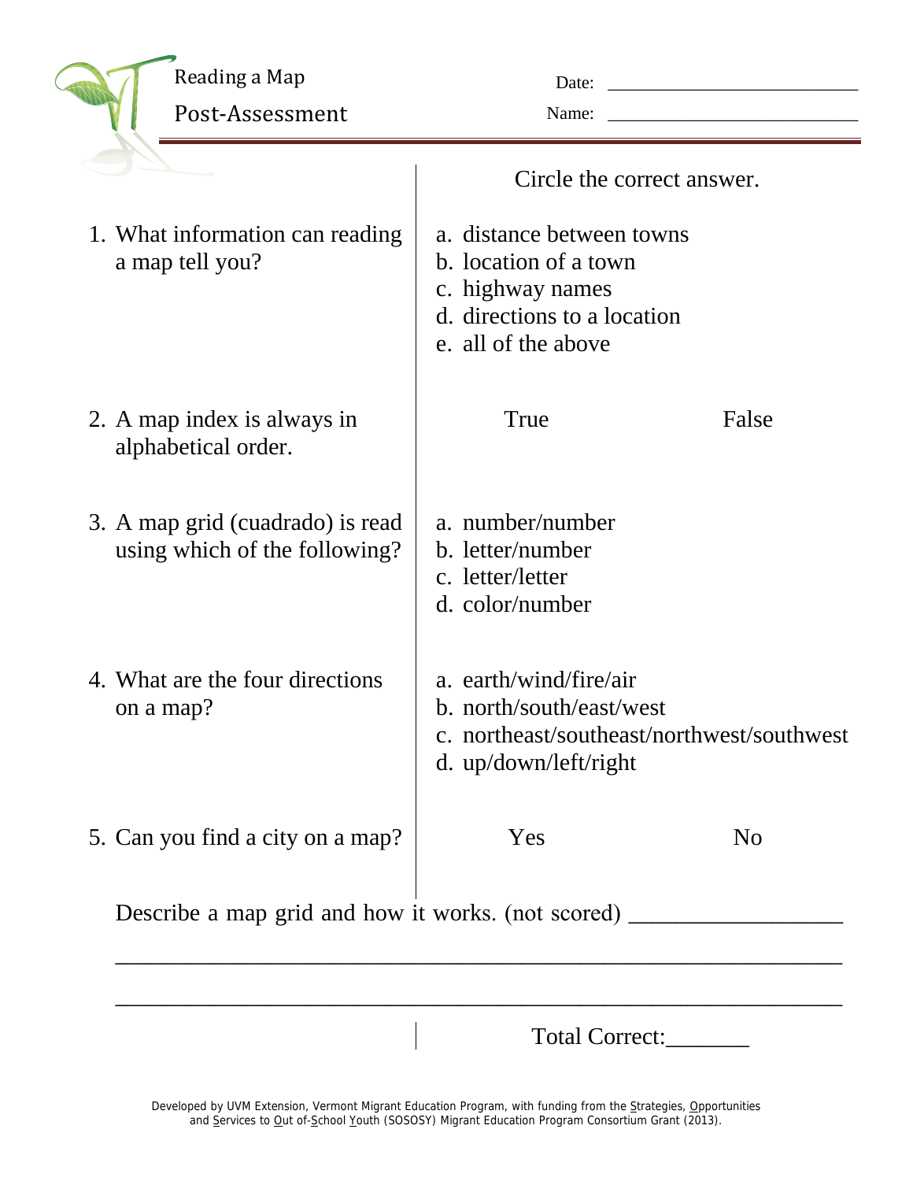# Reading a Map

## Post-Assessment

Date: ___________________________

Name: ___________________________

Circle the correct answer.

1. What information can reading a map tell you?
   a. distance between towns
   b. location of a town
   c. highway names
   d. directions to a location
   e. all of the above

2. A map index is always in alphabetical order.
   True    False

3. A map grid (cuadrado) is read using which of the following?
   a. number/number
   b. letter/number
   c. letter/letter
   d. color/number

4. What are the four directions on a map?
   a. earth/wind/fire/air
   b. north/south/east/west
   c. northeast/southeast/northwest/southwest
   d. up/down/left/right

5. Can you find a city on a map?
   Yes    No

Describe a map grid and how it works. (not scored) __________________

______________________________________________________________

______________________________________________________________

Total Correct:_______

Developed by UVM Extension, Vermont Migrant Education Program, with funding from the Strategies, Opportunities and Services to Out of-School Youth (SOSOSY) Migrant Education Program Consortium Grant (2013).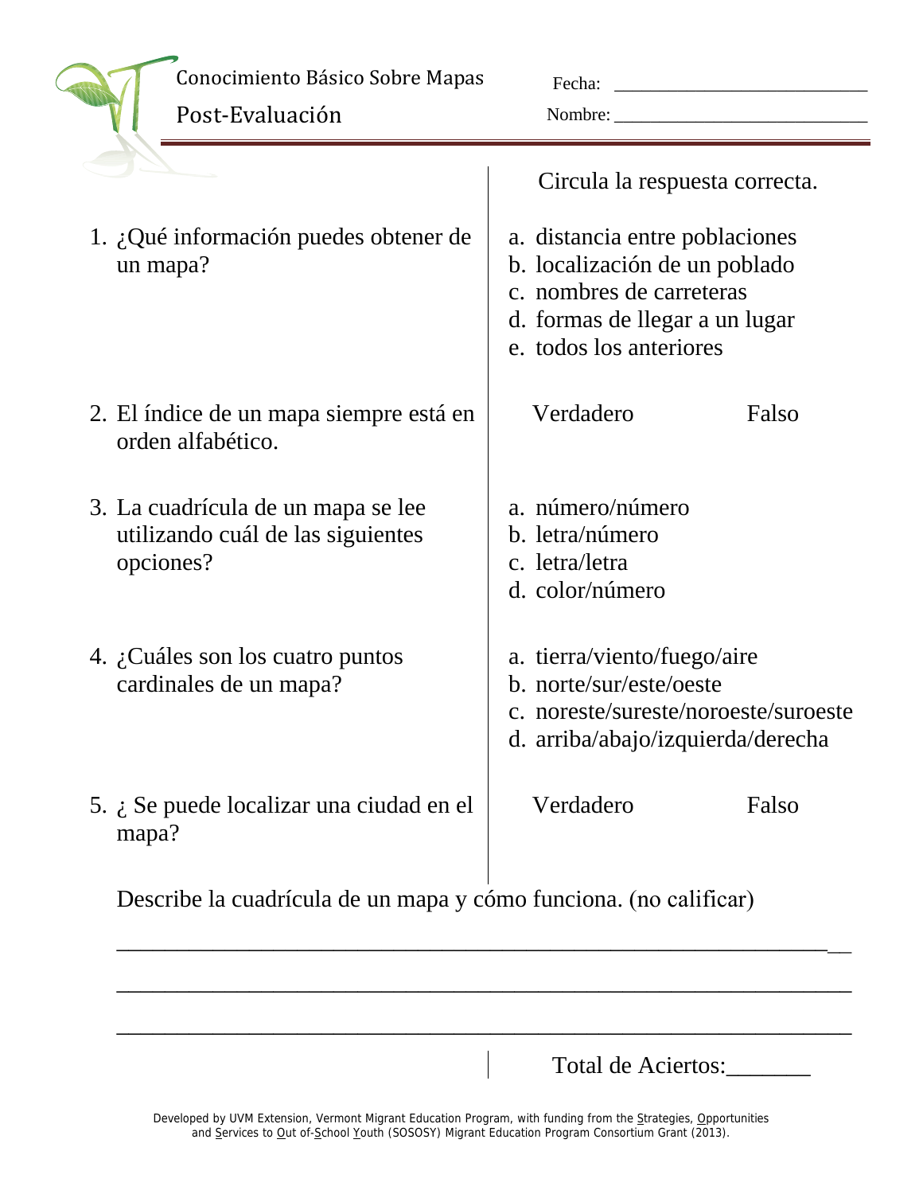# Conocimiento Básico Sobre Mapas

## Post-Evaluación

Fecha: ___________________________

Nombre: ___________________________

Circula la respuesta correcta.

1. ¿Qué información puedes obtener de un mapa?
   a. distancia entre poblaciones
   b. localización de un poblado
   c. nombres de carreteras
   d. formas de llegar a un lugar
   e. todos los anteriores

2. El índice de un mapa siempre está en orden alfabético.
   Verdadero Falso

3. La cuadrícula de un mapa se lee utilizando cuál de las siguientes opciones?
   a. número/número
   b. letra/número
   c. letra/letra
   d. color/número

4. ¿Cuáles son los cuatro puntos cardinales de un mapa?
   a. tierra/viento/fuego/aire
   b. norte/sur/este/oeste
   c. noreste/sureste/noroeste/suroeste
   d. arriba/abajo/izquierda/derecha

5. ¿ Se puede localizar una ciudad en el mapa?
   Verdadero Falso

Describe la cuadrícula de un mapa y cómo funciona. (no calificar)

_____________________________________________________________

_____________________________________________________________

_____________________________________________________________

Total de Aciertos:_______

Developed by UVM Extension, Vermont Migrant Education Program, with funding from the Strategies, Opportunities and Services to Out of-School Youth (SOSOSY) Migrant Education Program Consortium Grant (2013).